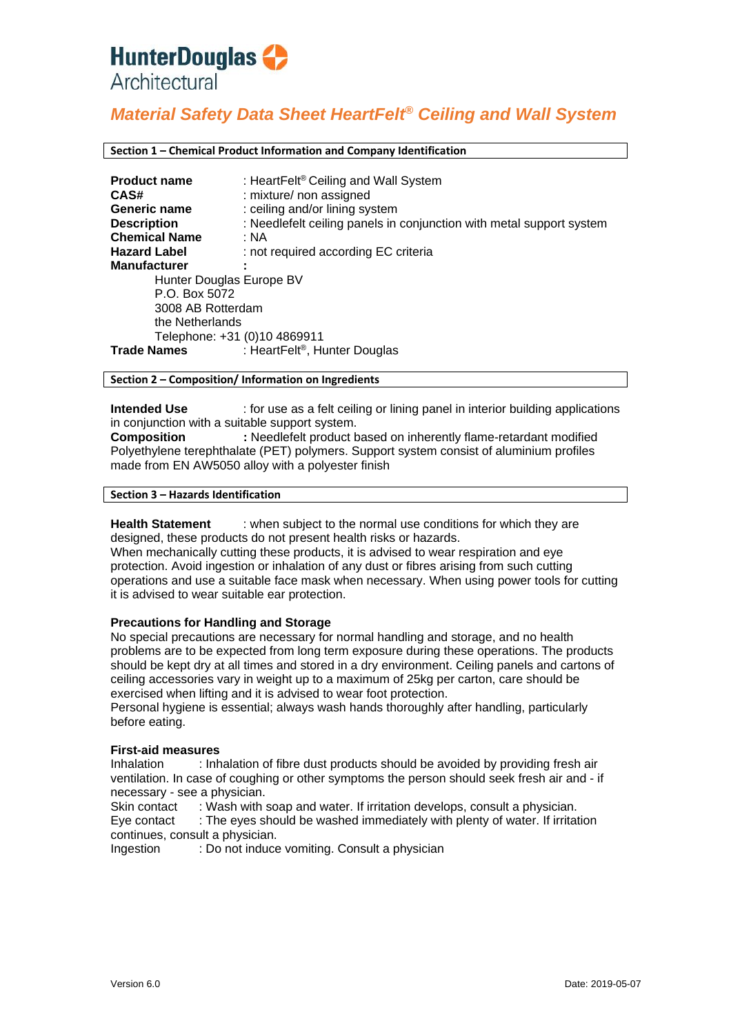**HunterDouglas**
Architectural

# *Material Safety Data Sheet HeartFelt® Ceiling and Wall System*

## Section 1 – Chemical Product Information and Company Identification

**Product name** : HeartFelt® Ceiling and Wall System
**CAS#** : mixture/ non assigned
**Generic name** : ceiling and/or lining system
**Description** : Needlefelt ceiling panels in conjunction with metal support system
**Chemical Name** : NA
**Hazard Label** : not required according EC criteria
**Manufacturer** :

Hunter Douglas Europe BV
P.O. Box 5072
3008 AB Rotterdam
the Netherlands
Telephone: +31 (0)10 4869911

**Trade Names** : HeartFelt®, Hunter Douglas

## Section 2 – Composition/ Information on Ingredients

**Intended Use** : for use as a felt ceiling or lining panel in interior building applications in conjunction with a suitable support system.
**Composition** **:** Needlefelt product based on inherently flame-retardant modified Polyethylene terephthalate (PET) polymers. Support system consist of aluminium profiles made from EN AW5050 alloy with a polyester finish

## Section 3 – Hazards Identification

**Health Statement** : when subject to the normal use conditions for which they are designed, these products do not present health risks or hazards.
When mechanically cutting these products, it is advised to wear respiration and eye protection. Avoid ingestion or inhalation of any dust or fibres arising from such cutting operations and use a suitable face mask when necessary. When using power tools for cutting it is advised to wear suitable ear protection.

**Precautions for Handling and Storage**
No special precautions are necessary for normal handling and storage, and no health problems are to be expected from long term exposure during these operations. The products should be kept dry at all times and stored in a dry environment. Ceiling panels and cartons of ceiling accessories vary in weight up to a maximum of 25kg per carton, care should be exercised when lifting and it is advised to wear foot protection.
Personal hygiene is essential; always wash hands thoroughly after handling, particularly before eating.

**First-aid measures**
Inhalation : Inhalation of fibre dust products should be avoided by providing fresh air ventilation. In case of coughing or other symptoms the person should seek fresh air and - if necessary - see a physician.
Skin contact : Wash with soap and water. If irritation develops, consult a physician.
Eye contact : The eyes should be washed immediately with plenty of water. If irritation continues, consult a physician.
Ingestion : Do not induce vomiting. Consult a physician

Version 6.0 Date: 2019-05-07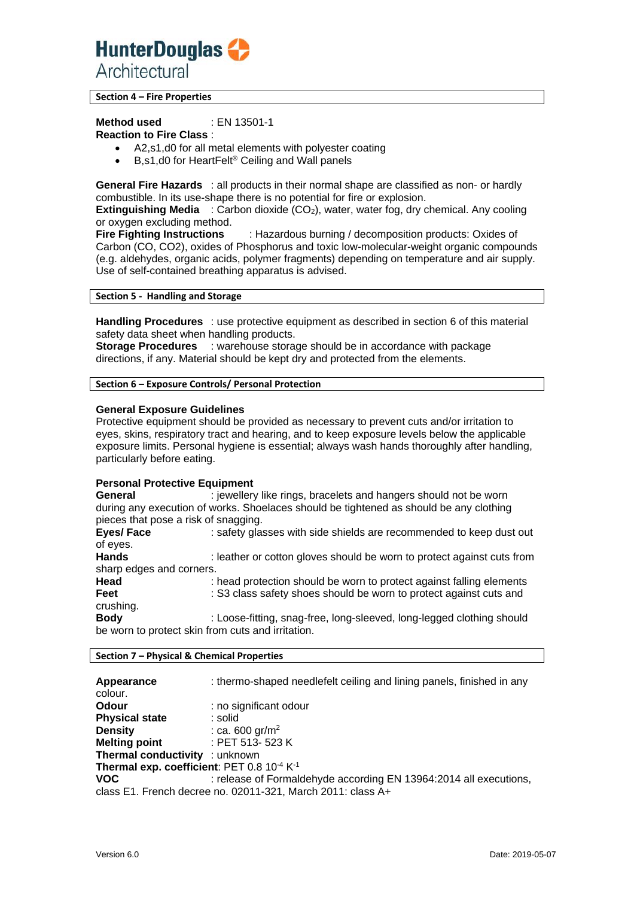## Section 4 – Fire Properties

**Method used** : EN 13501-1

**Reaction to Fire Class** :

- A2,s1,d0 for all metal elements with polyester coating
- B,s1,d0 for HeartFelt® Ceiling and Wall panels

**General Fire Hazards** : all products in their normal shape are classified as non- or hardly combustible. In its use-shape there is no potential for fire or explosion.

**Extinguishing Media** : Carbon dioxide ($CO_2$), water, water fog, dry chemical. Any cooling or oxygen excluding method.

**Fire Fighting Instructions** : Hazardous burning / decomposition products: Oxides of Carbon (CO, CO2), oxides of Phosphorus and toxic low-molecular-weight organic compounds (e.g. aldehydes, organic acids, polymer fragments) depending on temperature and air supply. Use of self-contained breathing apparatus is advised.

## Section 5 - Handling and Storage

**Handling Procedures** : use protective equipment as described in section 6 of this material safety data sheet when handling products.

**Storage Procedures** : warehouse storage should be in accordance with package directions, if any. Material should be kept dry and protected from the elements.

## Section 6 – Exposure Controls/ Personal Protection

**General Exposure Guidelines**

Protective equipment should be provided as necessary to prevent cuts and/or irritation to eyes, skins, respiratory tract and hearing, and to keep exposure levels below the applicable exposure limits. Personal hygiene is essential; always wash hands thoroughly after handling, particularly before eating.

**Personal Protective Equipment**

**General** : jewellery like rings, bracelets and hangers should not be worn during any execution of works. Shoelaces should be tightened as should be any clothing pieces that pose a risk of snagging.

**Eyes/ Face** : safety glasses with side shields are recommended to keep dust out of eyes.

**Hands** : leather or cotton gloves should be worn to protect against cuts from sharp edges and corners.

**Head** : head protection should be worn to protect against falling elements

**Feet** : S3 class safety shoes should be worn to protect against cuts and crushing.

**Body** : Loose-fitting, snag-free, long-sleeved, long-legged clothing should be worn to protect skin from cuts and irritation.

## Section 7 – Physical & Chemical Properties

**Appearance** : thermo-shaped needlefelt ceiling and lining panels, finished in any colour.

**Odour** : no significant odour

**Physical state** : solid

**Density** : ca. 600 $gr/m^2$

**Melting point** : PET 513- 523 K

**Thermal conductivity** : unknown

**Thermal exp. coefficient**: PET 0.8 $10^{-4}$ $K^{-1}$

**VOC** : release of Formaldehyde according EN 13964:2014 all executions, class E1. French decree no. 02011-321, March 2011: class A+

Version 6.0 Date: 2019-05-07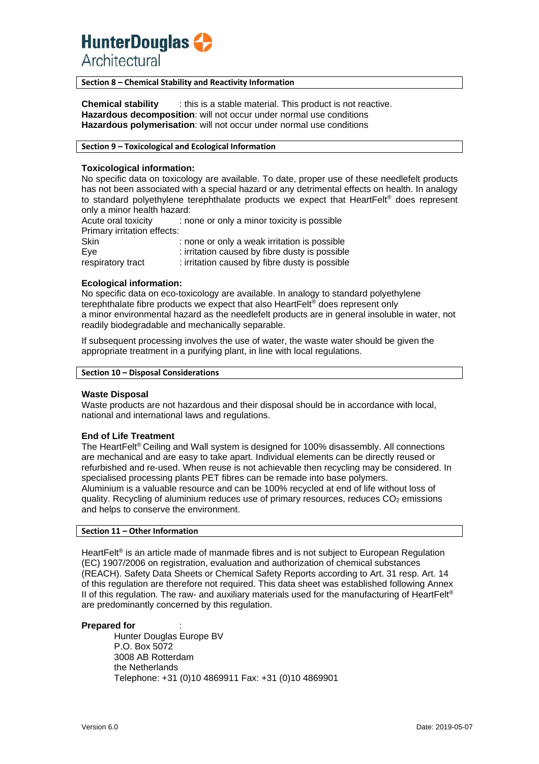## Section 8 – Chemical Stability and Reactivity Information

**Chemical stability** : this is a stable material. This product is not reactive.
**Hazardous decomposition**: will not occur under normal use conditions
**Hazardous polymerisation**: will not occur under normal use conditions

## Section 9 – Toxicological and Ecological Information

### Toxicological information:

No specific data on toxicology are available. To date, proper use of these needlefelt products has not been associated with a special hazard or any detrimental effects on health. In analogy to standard polyethylene terephthalate products we expect that HeartFelt® does represent only a minor health hazard:

Acute oral toxicity : none or only a minor toxicity is possible
Primary irritation effects:
Skin : none or only a weak irritation is possible
Eye : irritation caused by fibre dusty is possible
respiratory tract : irritation caused by fibre dusty is possible

### Ecological information:

No specific data on eco-toxicology are available. In analogy to standard polyethylene terephthalate fibre products we expect that also HeartFelt® does represent only a minor environmental hazard as the needlefelt products are in general insoluble in water, not readily biodegradable and mechanically separable.

If subsequent processing involves the use of water, the waste water should be given the appropriate treatment in a purifying plant, in line with local regulations.

## Section 10 – Disposal Considerations

### Waste Disposal

Waste products are not hazardous and their disposal should be in accordance with local, national and international laws and regulations.

### End of Life Treatment

The HeartFelt® Ceiling and Wall system is designed for 100% disassembly. All connections are mechanical and are easy to take apart. Individual elements can be directly reused or refurbished and re-used. When reuse is not achievable then recycling may be considered. In specialised processing plants PET fibres can be remade into base polymers.
Aluminium is a valuable resource and can be 100% recycled at end of life without loss of quality. Recycling of aluminium reduces use of primary resources, reduces $CO_2$ emissions and helps to conserve the environment.

## Section 11 – Other Information

HeartFelt® is an article made of manmade fibres and is not subject to European Regulation (EC) 1907/2006 on registration, evaluation and authorization of chemical substances (REACH). Safety Data Sheets or Chemical Safety Reports according to Art. 31 resp. Art. 14 of this regulation are therefore not required. This data sheet was established following Annex II of this regulation. The raw- and auxiliary materials used for the manufacturing of HeartFelt® are predominantly concerned by this regulation.

**Prepared for** :

Hunter Douglas Europe BV
P.O. Box 5072
3008 AB Rotterdam
the Netherlands
Telephone: +31 (0)10 4869911 Fax: +31 (0)10 4869901

Version 6.0 Date: 2019-05-07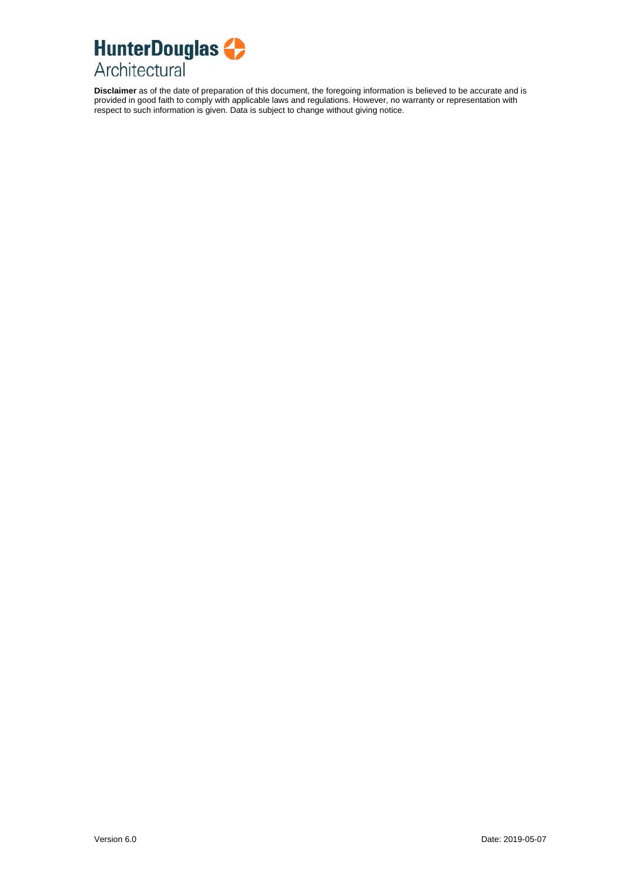HunterDouglas
Architectural

**Disclaimer** as of the date of preparation of this document, the foregoing information is believed to be accurate and is provided in good faith to comply with applicable laws and regulations. However, no warranty or representation with respect to such information is given. Data is subject to change without giving notice.

Version 6.0

Date: 2019-05-07